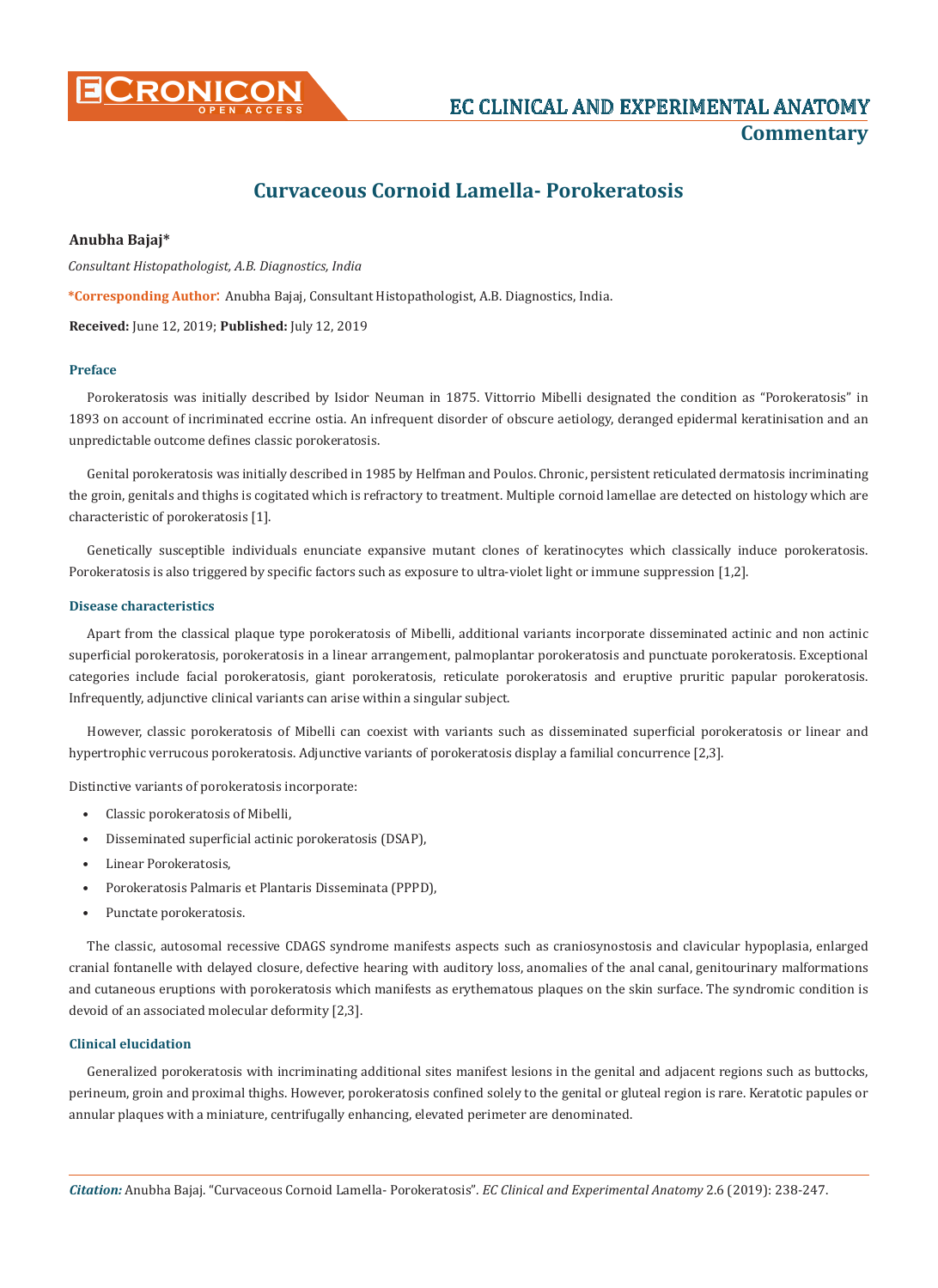# Curvaceous Cornoid Lamella- Porokeratosis

**Anubha Bajaj***

*Consultant Histopathologist, A.B. Diagnostics, India*

***Corresponding Author:** Anubha Bajaj, Consultant Histopathologist, A.B. Diagnostics, India.

**Received:** June 12, 2019; **Published:** July 12, 2019

### Preface

Porokeratosis was initially described by Isidor Neuman in 1875. Vittorrio Mibelli designated the condition as "Porokeratosis" in 1893 on account of incriminated eccrine ostia. An infrequent disorder of obscure aetiology, deranged epidermal keratinisation and an unpredictable outcome defines classic porokeratosis.

Genital porokeratosis was initially described in 1985 by Helfman and Poulos. Chronic, persistent reticulated dermatosis incriminating the groin, genitals and thighs is cogitated which is refractory to treatment. Multiple cornoid lamellae are detected on histology which are characteristic of porokeratosis [1].

Genetically susceptible individuals enunciate expansive mutant clones of keratinocytes which classically induce porokeratosis. Porokeratosis is also triggered by specific factors such as exposure to ultra-violet light or immune suppression [1,2].

### Disease characteristics

Apart from the classical plaque type porokeratosis of Mibelli, additional variants incorporate disseminated actinic and non actinic superficial porokeratosis, porokeratosis in a linear arrangement, palmoplantar porokeratosis and punctuate porokeratosis. Exceptional categories include facial porokeratosis, giant porokeratosis, reticulate porokeratosis and eruptive pruritic papular porokeratosis. Infrequently, adjunctive clinical variants can arise within a singular subject.

However, classic porokeratosis of Mibelli can coexist with variants such as disseminated superficial porokeratosis or linear and hypertrophic verrucous porokeratosis. Adjunctive variants of porokeratosis display a familial concurrence [2,3].

Distinctive variants of porokeratosis incorporate:

- Classic porokeratosis of Mibelli,
- Disseminated superficial actinic porokeratosis (DSAP),
- Linear Porokeratosis,
- Porokeratosis Palmaris et Plantaris Disseminata (PPPD),
- Punctate porokeratosis.

The classic, autosomal recessive CDAGS syndrome manifests aspects such as craniosynostosis and clavicular hypoplasia, enlarged cranial fontanelle with delayed closure, defective hearing with auditory loss, anomalies of the anal canal, genitourinary malformations and cutaneous eruptions with porokeratosis which manifests as erythematous plaques on the skin surface. The syndromic condition is devoid of an associated molecular deformity [2,3].

### Clinical elucidation

Generalized porokeratosis with incriminating additional sites manifest lesions in the genital and adjacent regions such as buttocks, perineum, groin and proximal thighs. However, porokeratosis confined solely to the genital or gluteal region is rare. Keratotic papules or annular plaques with a miniature, centrifugally enhancing, elevated perimeter are denominated.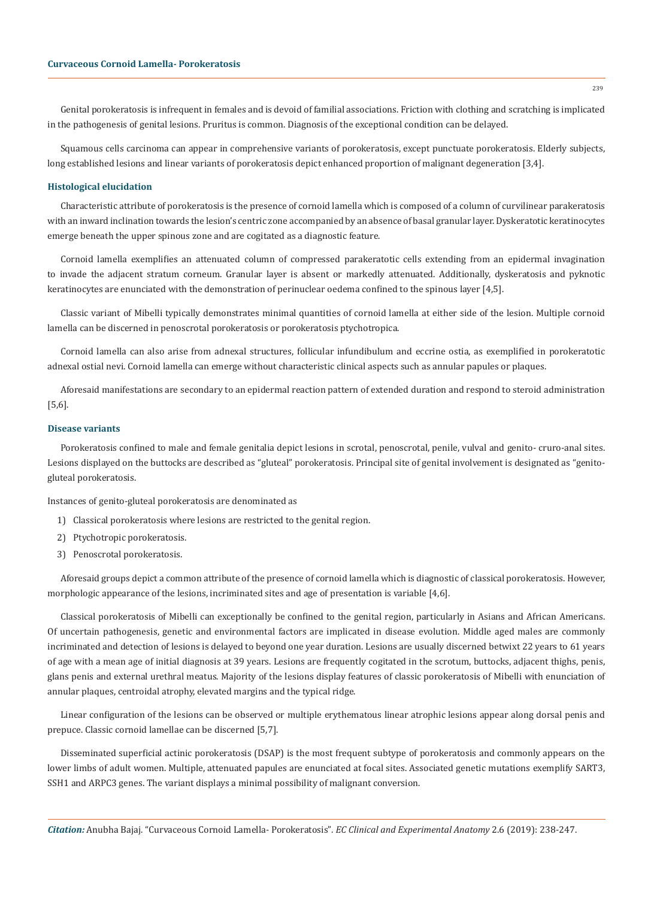Genital porokeratosis is infrequent in females and is devoid of familial associations. Friction with clothing and scratching is implicated in the pathogenesis of genital lesions. Pruritus is common. Diagnosis of the exceptional condition can be delayed.

Squamous cells carcinoma can appear in comprehensive variants of porokeratosis, except punctuate porokeratosis. Elderly subjects, long established lesions and linear variants of porokeratosis depict enhanced proportion of malignant degeneration [3,4].

### Histological elucidation

Characteristic attribute of porokeratosis is the presence of cornoid lamella which is composed of a column of curvilinear parakeratosis with an inward inclination towards the lesion's centric zone accompanied by an absence of basal granular layer. Dyskeratotic keratinocytes emerge beneath the upper spinous zone and are cogitated as a diagnostic feature.

Cornoid lamella exemplifies an attenuated column of compressed parakeratotic cells extending from an epidermal invagination to invade the adjacent stratum corneum. Granular layer is absent or markedly attenuated. Additionally, dyskeratosis and pyknotic keratinocytes are enunciated with the demonstration of perinuclear oedema confined to the spinous layer [4,5].

Classic variant of Mibelli typically demonstrates minimal quantities of cornoid lamella at either side of the lesion. Multiple cornoid lamella can be discerned in penoscrotal porokeratosis or porokeratosis ptychotropica.

Cornoid lamella can also arise from adnexal structures, follicular infundibulum and eccrine ostia, as exemplified in porokeratotic adnexal ostial nevi. Cornoid lamella can emerge without characteristic clinical aspects such as annular papules or plaques.

Aforesaid manifestations are secondary to an epidermal reaction pattern of extended duration and respond to steroid administration [5,6].

### Disease variants

Porokeratosis confined to male and female genitalia depict lesions in scrotal, penoscrotal, penile, vulval and genito- cruro-anal sites. Lesions displayed on the buttocks are described as "gluteal" porokeratosis. Principal site of genital involvement is designated as "genito-gluteal porokeratosis.

Instances of genito-gluteal porokeratosis are denominated as

1) Classical porokeratosis where lesions are restricted to the genital region.
2) Ptychotropic porokeratosis.
3) Penoscrotal porokeratosis.

Aforesaid groups depict a common attribute of the presence of cornoid lamella which is diagnostic of classical porokeratosis. However, morphologic appearance of the lesions, incriminated sites and age of presentation is variable [4,6].

Classical porokeratosis of Mibelli can exceptionally be confined to the genital region, particularly in Asians and African Americans. Of uncertain pathogenesis, genetic and environmental factors are implicated in disease evolution. Middle aged males are commonly incriminated and detection of lesions is delayed to beyond one year duration. Lesions are usually discerned betwixt 22 years to 61 years of age with a mean age of initial diagnosis at 39 years. Lesions are frequently cogitated in the scrotum, buttocks, adjacent thighs, penis, glans penis and external urethral meatus. Majority of the lesions display features of classic porokeratosis of Mibelli with enunciation of annular plaques, centroidal atrophy, elevated margins and the typical ridge.

Linear configuration of the lesions can be observed or multiple erythematous linear atrophic lesions appear along dorsal penis and prepuce. Classic cornoid lamellae can be discerned [5,7].

Disseminated superficial actinic porokeratosis (DSAP) is the most frequent subtype of porokeratosis and commonly appears on the lower limbs of adult women. Multiple, attenuated papules are enunciated at focal sites. Associated genetic mutations exemplify SART3, SSH1 and ARPC3 genes. The variant displays a minimal possibility of malignant conversion.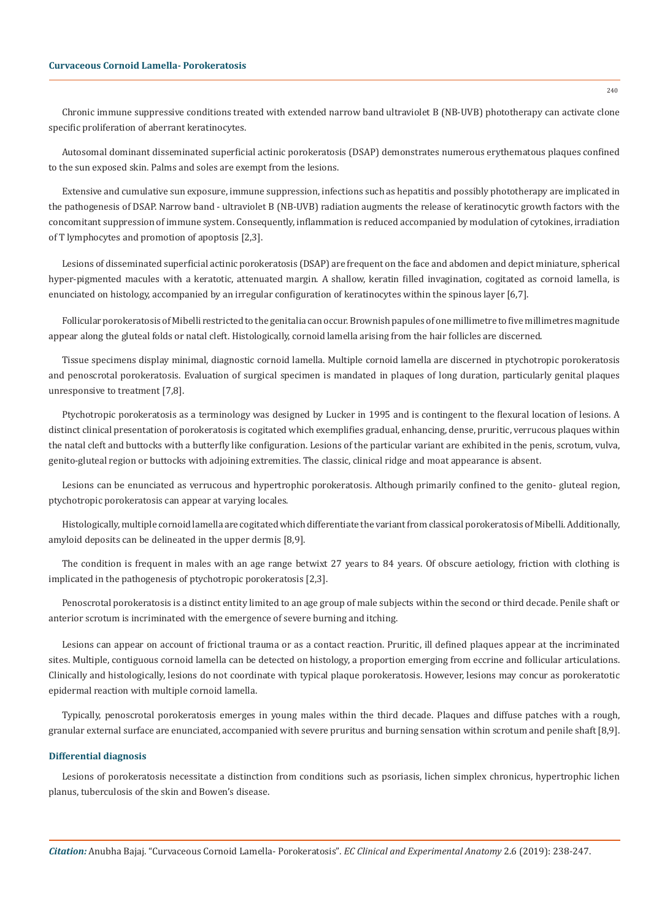Chronic immune suppressive conditions treated with extended narrow band ultraviolet B (NB-UVB) phototherapy can activate clone specific proliferation of aberrant keratinocytes.

Autosomal dominant disseminated superficial actinic porokeratosis (DSAP) demonstrates numerous erythematous plaques confined to the sun exposed skin. Palms and soles are exempt from the lesions.

Extensive and cumulative sun exposure, immune suppression, infections such as hepatitis and possibly phototherapy are implicated in the pathogenesis of DSAP. Narrow band - ultraviolet B (NB-UVB) radiation augments the release of keratinocytic growth factors with the concomitant suppression of immune system. Consequently, inflammation is reduced accompanied by modulation of cytokines, irradiation of T lymphocytes and promotion of apoptosis [2,3].

Lesions of disseminated superficial actinic porokeratosis (DSAP) are frequent on the face and abdomen and depict miniature, spherical hyper-pigmented macules with a keratotic, attenuated margin. A shallow, keratin filled invagination, cogitated as cornoid lamella, is enunciated on histology, accompanied by an irregular configuration of keratinocytes within the spinous layer [6,7].

Follicular porokeratosis of Mibelli restricted to the genitalia can occur. Brownish papules of one millimetre to five millimetres magnitude appear along the gluteal folds or natal cleft. Histologically, cornoid lamella arising from the hair follicles are discerned.

Tissue specimens display minimal, diagnostic cornoid lamella. Multiple cornoid lamella are discerned in ptychotropic porokeratosis and penoscrotal porokeratosis. Evaluation of surgical specimen is mandated in plaques of long duration, particularly genital plaques unresponsive to treatment [7,8].

Ptychotropic porokeratosis as a terminology was designed by Lucker in 1995 and is contingent to the flexural location of lesions. A distinct clinical presentation of porokeratosis is cogitated which exemplifies gradual, enhancing, dense, pruritic, verrucous plaques within the natal cleft and buttocks with a butterfly like configuration. Lesions of the particular variant are exhibited in the penis, scrotum, vulva, genito-gluteal region or buttocks with adjoining extremities. The classic, clinical ridge and moat appearance is absent.

Lesions can be enunciated as verrucous and hypertrophic porokeratosis. Although primarily confined to the genito- gluteal region, ptychotropic porokeratosis can appear at varying locales.

Histologically, multiple cornoid lamella are cogitated which differentiate the variant from classical porokeratosis of Mibelli. Additionally, amyloid deposits can be delineated in the upper dermis [8,9].

The condition is frequent in males with an age range betwixt 27 years to 84 years. Of obscure aetiology, friction with clothing is implicated in the pathogenesis of ptychotropic porokeratosis [2,3].

Penoscrotal porokeratosis is a distinct entity limited to an age group of male subjects within the second or third decade. Penile shaft or anterior scrotum is incriminated with the emergence of severe burning and itching.

Lesions can appear on account of frictional trauma or as a contact reaction. Pruritic, ill defined plaques appear at the incriminated sites. Multiple, contiguous cornoid lamella can be detected on histology, a proportion emerging from eccrine and follicular articulations. Clinically and histologically, lesions do not coordinate with typical plaque porokeratosis. However, lesions may concur as porokeratotic epidermal reaction with multiple cornoid lamella.

Typically, penoscrotal porokeratosis emerges in young males within the third decade. Plaques and diffuse patches with a rough, granular external surface are enunciated, accompanied with severe pruritus and burning sensation within scrotum and penile shaft [8,9].

## Differential diagnosis

Lesions of porokeratosis necessitate a distinction from conditions such as psoriasis, lichen simplex chronicus, hypertrophic lichen planus, tuberculosis of the skin and Bowen's disease.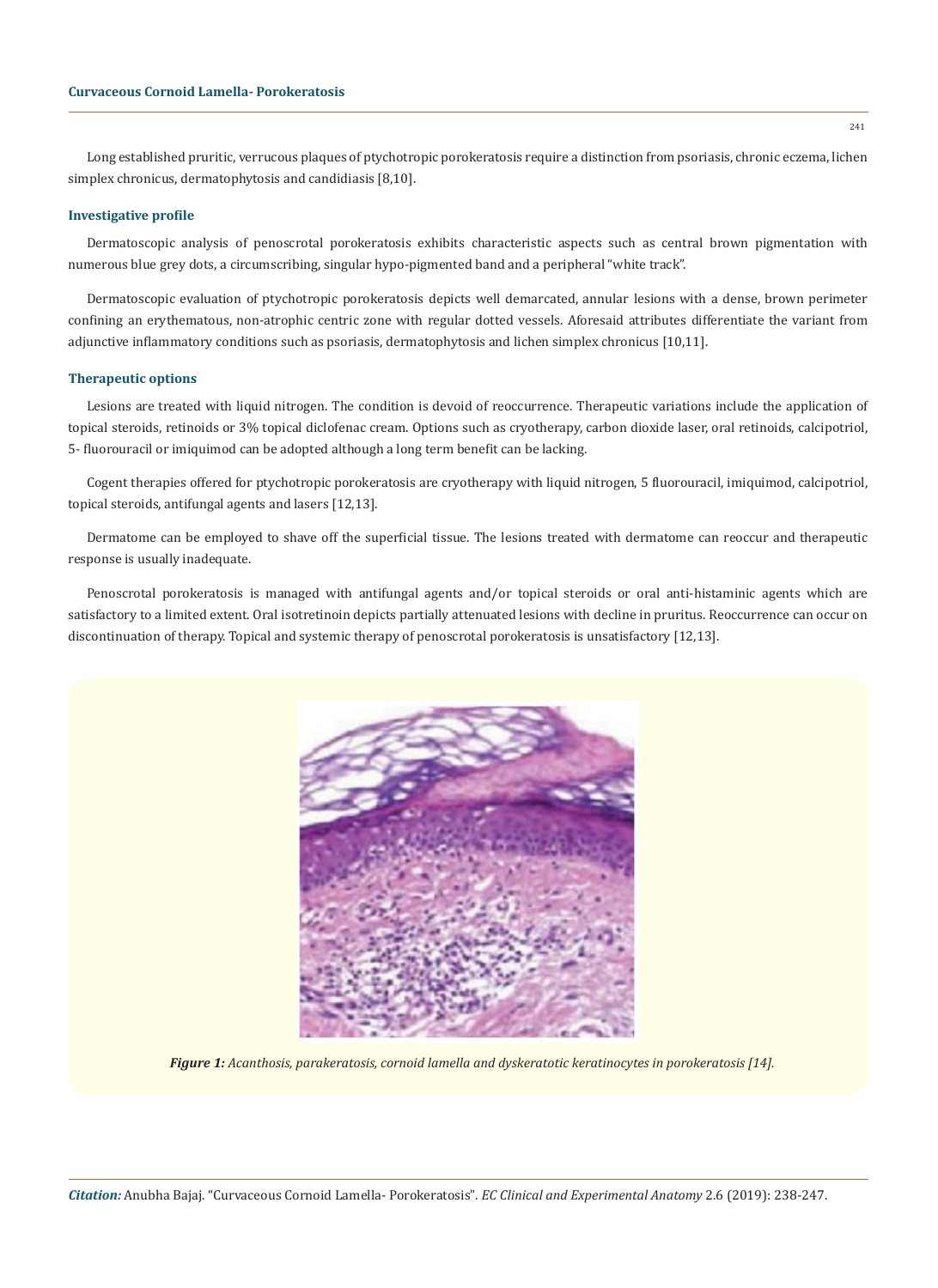Long established pruritic, verrucous plaques of ptychotropic porokeratosis require a distinction from psoriasis, chronic eczema, lichen simplex chronicus, dermatophytosis and candidiasis [8,10].

### Investigative profile

Dermatoscopic analysis of penoscrotal porokeratosis exhibits characteristic aspects such as central brown pigmentation with numerous blue grey dots, a circumscribing, singular hypo-pigmented band and a peripheral "white track".

Dermatoscopic evaluation of ptychotropic porokeratosis depicts well demarcated, annular lesions with a dense, brown perimeter confining an erythematous, non-atrophic centric zone with regular dotted vessels. Aforesaid attributes differentiate the variant from adjunctive inflammatory conditions such as psoriasis, dermatophytosis and lichen simplex chronicus [10,11].

### Therapeutic options

Lesions are treated with liquid nitrogen. The condition is devoid of reoccurrence. Therapeutic variations include the application of topical steroids, retinoids or 3% topical diclofenac cream. Options such as cryotherapy, carbon dioxide laser, oral retinoids, calcipotriol, 5- fluorouracil or imiquimod can be adopted although a long term benefit can be lacking.

Cogent therapies offered for ptychotropic porokeratosis are cryotherapy with liquid nitrogen, 5 fluorouracil, imiquimod, calcipotriol, topical steroids, antifungal agents and lasers [12,13].

Dermatome can be employed to shave off the superficial tissue. The lesions treated with dermatome can reoccur and therapeutic response is usually inadequate.

Penoscrotal porokeratosis is managed with antifungal agents and/or topical steroids or oral anti-histaminic agents which are satisfactory to a limited extent. Oral isotretinoin depicts partially attenuated lesions with decline in pruritus. Reoccurrence can occur on discontinuation of therapy. Topical and systemic therapy of penoscrotal porokeratosis is unsatisfactory [12,13].

***Figure 1:*** *Acanthosis, parakeratosis, cornoid lamella and dyskeratotic keratinocytes in porokeratosis [14].*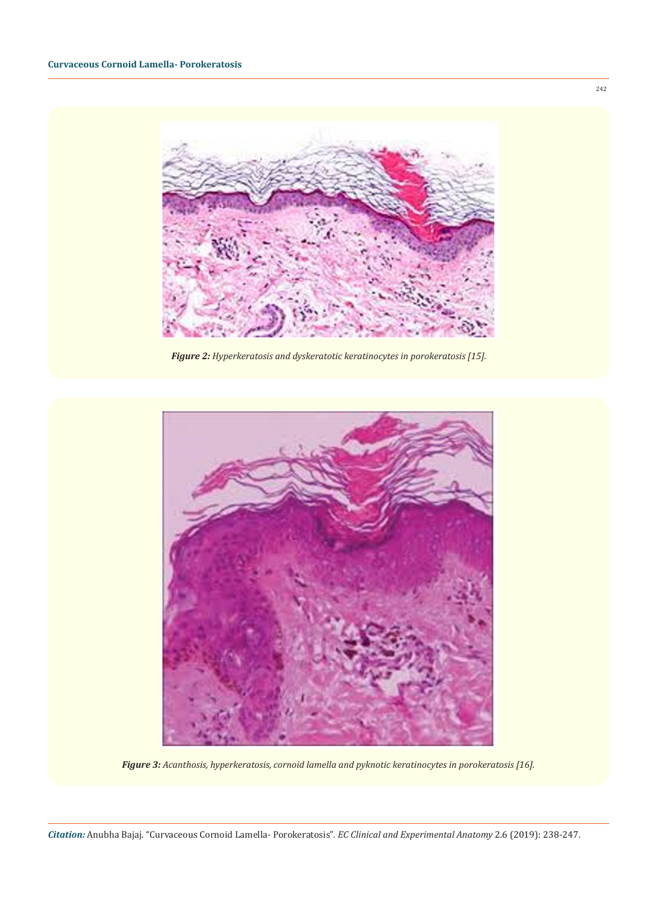*Figure 2: Hyperkeratosis and dyskeratotic keratinocytes in porokeratosis [15].*

*Figure 3: Acanthosis, hyperkeratosis, cornoid lamella and pyknotic keratinocytes in porokeratosis [16].*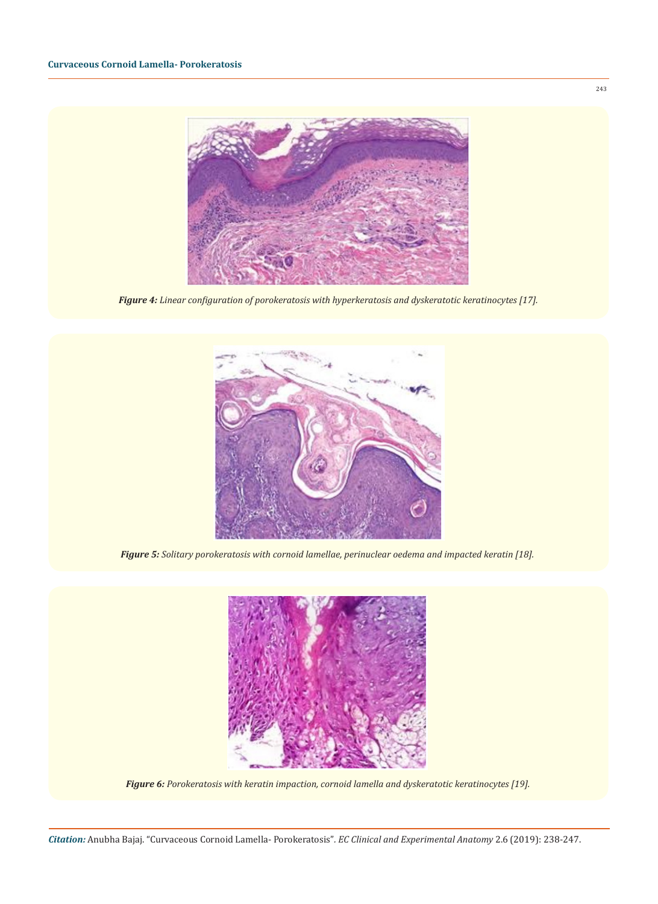*Figure 4: Linear configuration of porokeratosis with hyperkeratosis and dyskeratotic keratinocytes [17].*

*Figure 5: Solitary porokeratosis with cornoid lamellae, perinuclear oedema and impacted keratin [18].*

*Figure 6: Porokeratosis with keratin impaction, cornoid lamella and dyskeratotic keratinocytes [19].*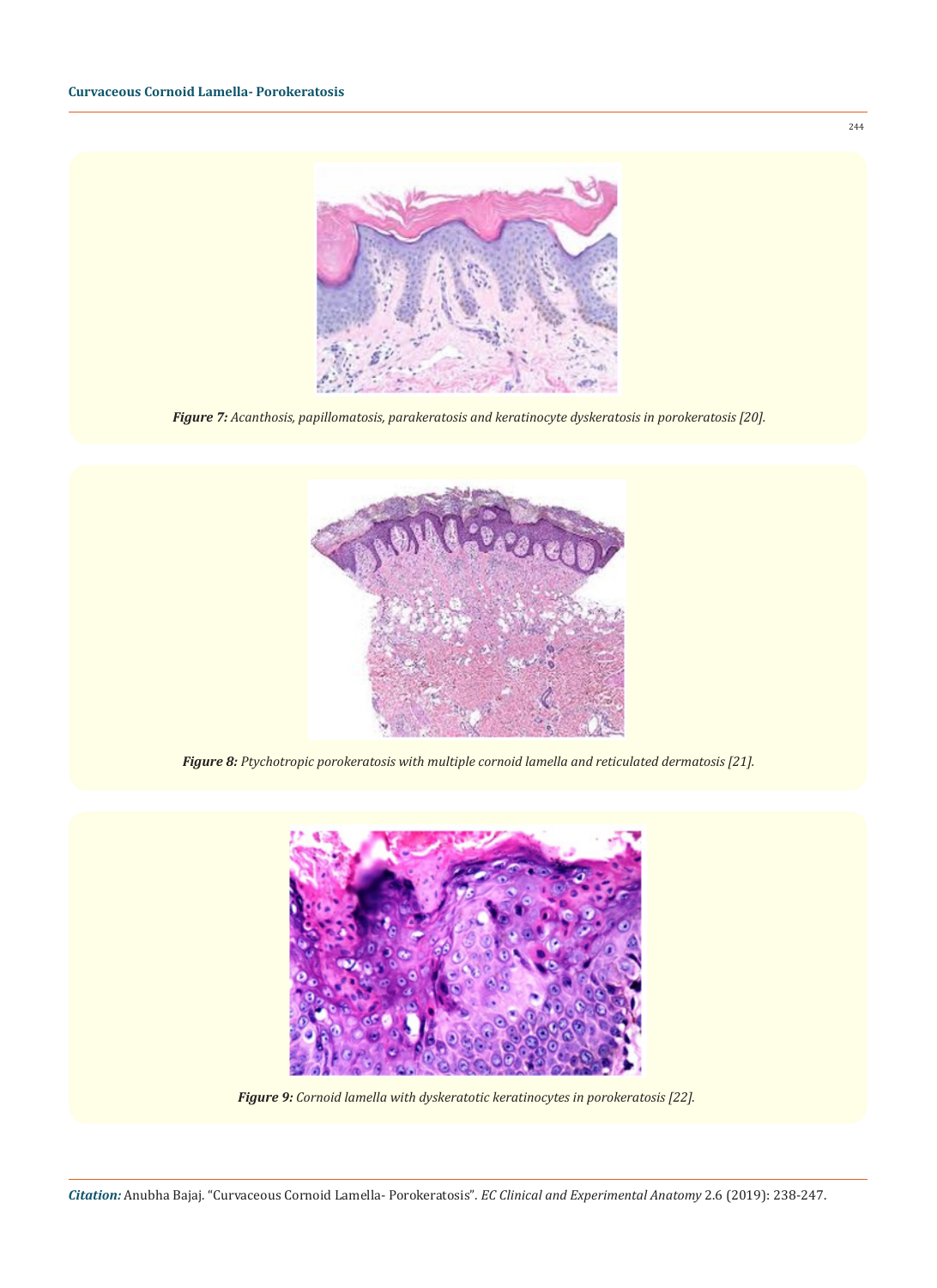*Figure 7: Acanthosis, papillomatosis, parakeratosis and keratinocyte dyskeratosis in porokeratosis [20].*

*Figure 8: Ptychotropic porokeratosis with multiple cornoid lamella and reticulated dermatosis [21].*

*Figure 9: Cornoid lamella with dyskeratotic keratinocytes in porokeratosis [22].*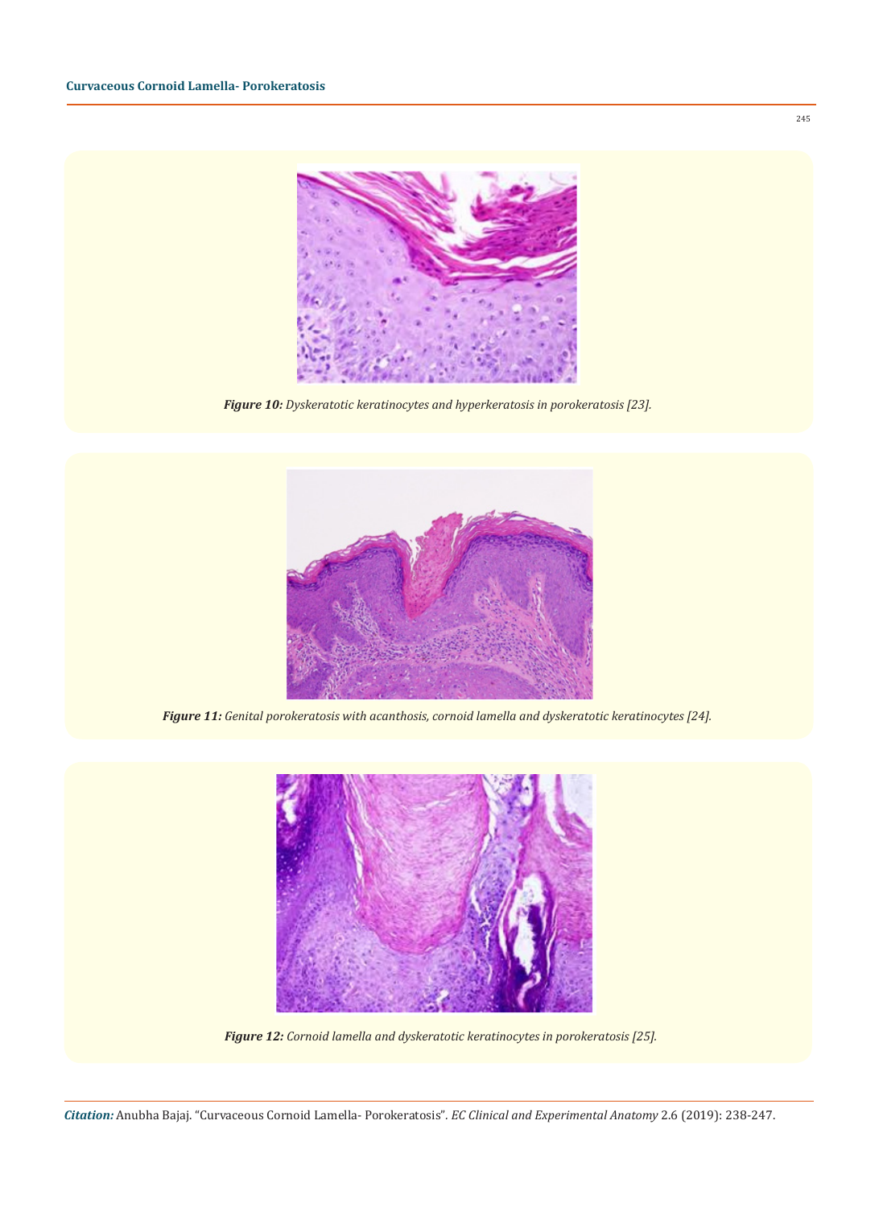*Figure 10: Dyskeratotic keratinocytes and hyperkeratosis in porokeratosis [23].*

*Figure 11: Genital porokeratosis with acanthosis, cornoid lamella and dyskeratotic keratinocytes [24].*

*Figure 12: Cornoid lamella and dyskeratotic keratinocytes in porokeratosis [25].*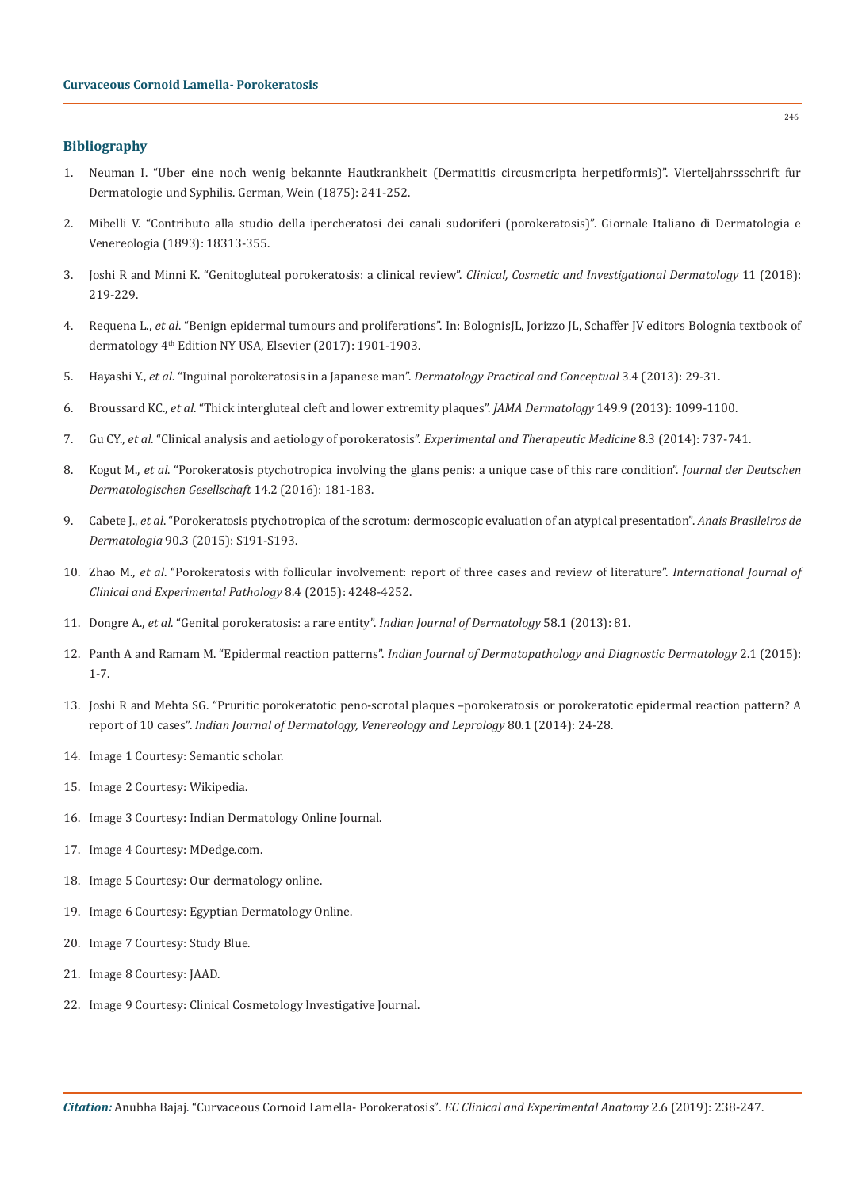## Bibliography

1. Neuman I. "Uber eine noch wenig bekannte Hautkrankheit (Dermatitis circusmcripta herpetiformis)". Vierteljahrssschrift fur Dermatologie und Syphilis. German, Wein (1875): 241-252.
2. Mibelli V. "Contributo alla studio della ipercheratosi dei canali sudoriferi (porokeratosis)". Giornale Italiano di Dermatologia e Venereologia (1893): 18313-355.
3. Joshi R and Minni K. "Genitogluteal porokeratosis: a clinical review". *Clinical, Cosmetic and Investigational Dermatology* 11 (2018): 219-229.
4. Requena L., *et al*. "Benign epidermal tumours and proliferations". In: BolognisJL, Jorizzo JL, Schaffer JV editors Bolognia textbook of dermatology 4th Edition NY USA, Elsevier (2017): 1901-1903.
5. Hayashi Y., *et al*. "Inguinal porokeratosis in a Japanese man". *Dermatology Practical and Conceptual* 3.4 (2013): 29-31.
6. Broussard KC., *et al*. "Thick intergluteal cleft and lower extremity plaques". *JAMA Dermatology* 149.9 (2013): 1099-1100.
7. Gu CY., *et al*. "Clinical analysis and aetiology of porokeratosis". *Experimental and Therapeutic Medicine* 8.3 (2014): 737-741.
8. Kogut M., *et al*. "Porokeratosis ptychotropica involving the glans penis: a unique case of this rare condition". *Journal der Deutschen Dermatologischen Gesellschaft* 14.2 (2016): 181-183.
9. Cabete J., *et al*. "Porokeratosis ptychotropica of the scrotum: dermoscopic evaluation of an atypical presentation". *Anais Brasileiros de Dermatologia* 90.3 (2015): S191-S193.
10. Zhao M., *et al*. "Porokeratosis with follicular involvement: report of three cases and review of literature". *International Journal of Clinical and Experimental Pathology* 8.4 (2015): 4248-4252.
11. Dongre A., *et al*. "Genital porokeratosis: a rare entity". *Indian Journal of Dermatology* 58.1 (2013): 81.
12. Panth A and Ramam M. "Epidermal reaction patterns". *Indian Journal of Dermatopathology and Diagnostic Dermatology* 2.1 (2015): 1-7.
13. Joshi R and Mehta SG. "Pruritic porokeratotic peno-scrotal plaques –porokeratosis or porokeratotic epidermal reaction pattern? A report of 10 cases". *Indian Journal of Dermatology, Venereology and Leprology* 80.1 (2014): 24-28.
14. Image 1 Courtesy: Semantic scholar.
15. Image 2 Courtesy: Wikipedia.
16. Image 3 Courtesy: Indian Dermatology Online Journal.
17. Image 4 Courtesy: MDedge.com.
18. Image 5 Courtesy: Our dermatology online.
19. Image 6 Courtesy: Egyptian Dermatology Online.
20. Image 7 Courtesy: Study Blue.
21. Image 8 Courtesy: JAAD.
22. Image 9 Courtesy: Clinical Cosmetology Investigative Journal.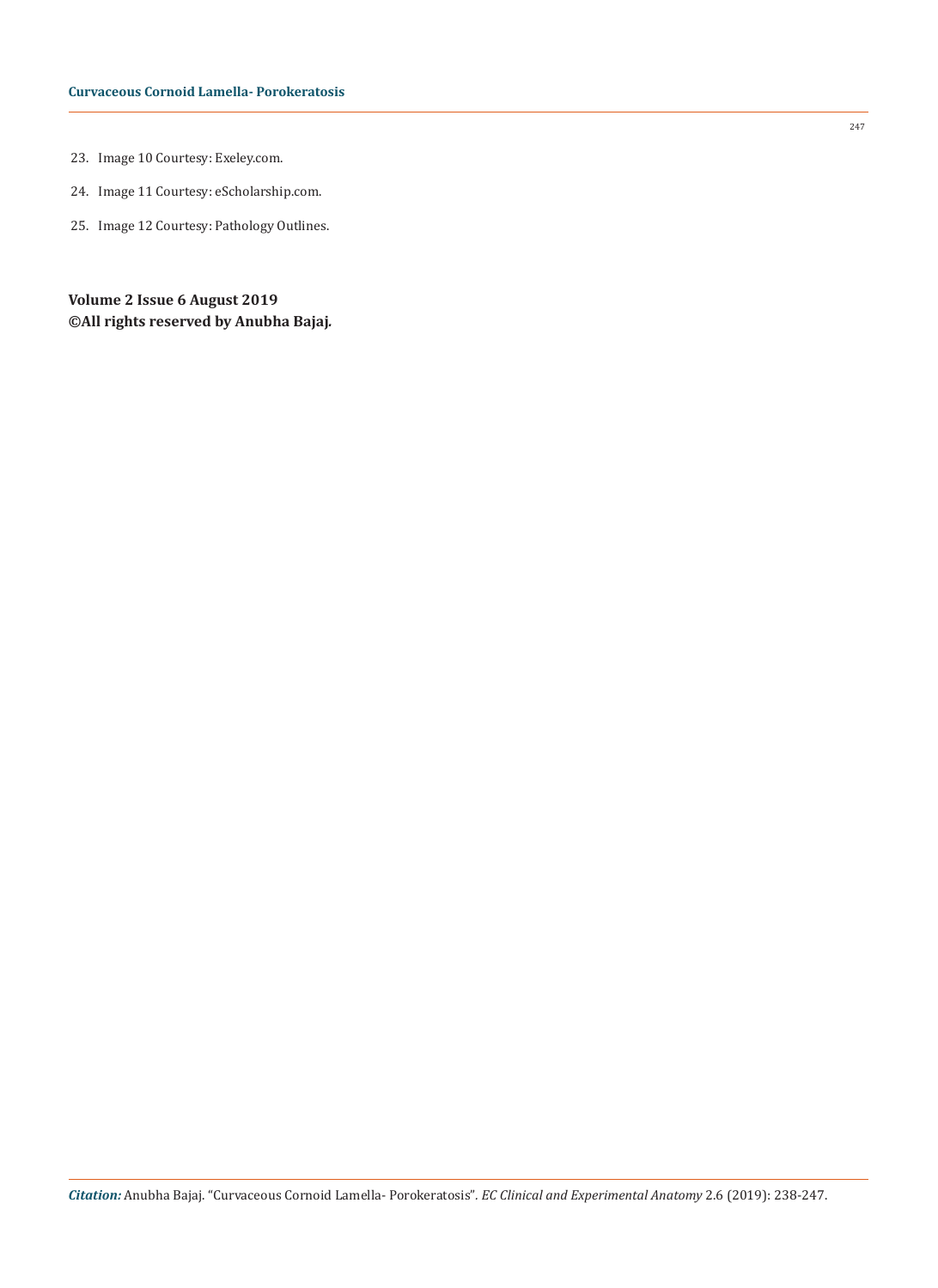23. Image 10 Courtesy: Exeley.com.
24. Image 11 Courtesy: eScholarship.com.
25. Image 12 Courtesy: Pathology Outlines.

**Volume 2 Issue 6 August 2019**
**©All rights reserved by Anubha Bajaj.**